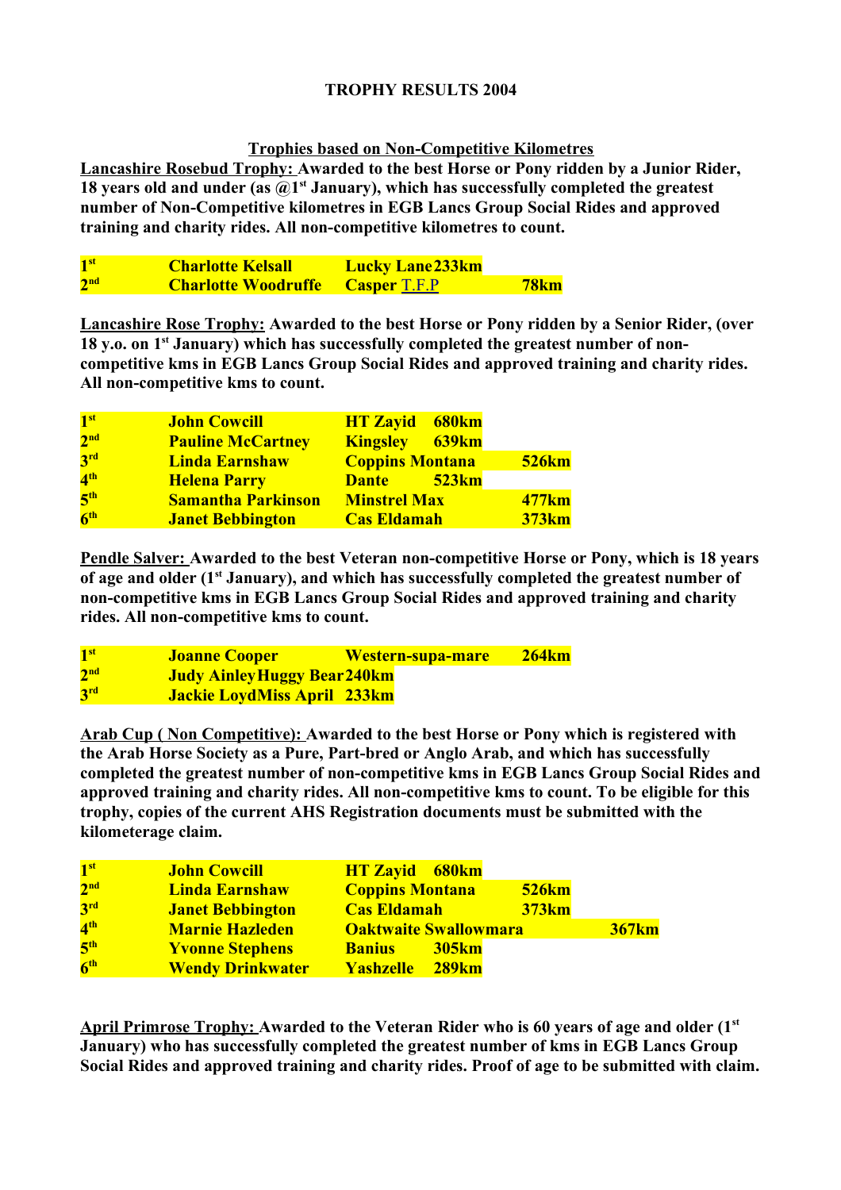**TROPHY RESULTS 2004**

**<u>Trophies based on Non-Competitive Kilometres</u>**

**<u>Lancashire Rosebud Trophy:</u> Awarded to the best Horse or Pony ridden by a Junior Rider, 18 years old and under (as @1st January), which has successfully completed the greatest number of Non-Competitive kilometres in EGB Lancs Group Social Rides and approved training and charity rides. All non-competitive kilometres to count.**

| | | | |
|---|---|---|---|
| **1st** | **Charlotte Kelsall** | **Lucky Lane** | **233km** |
| **2nd** | **Charlotte Woodruffe** | **Casper T.F.P** | **78km** |

**<u>Lancashire Rose Trophy:</u> Awarded to the best Horse or Pony ridden by a Senior Rider, (over 18 y.o. on 1st January) which has successfully completed the greatest number of non-competitive kms in EGB Lancs Group Social Rides and approved training and charity rides. All non-competitive kms to count.**

| | | | |
|---|---|---|---|
| **1st** | **John Cowcill** | **HT Zayid** | **680km** |
| **2nd** | **Pauline McCartney** | **Kingsley** | **639km** |
| **3rd** | **Linda Earnshaw** | **Coppins Montana** | **526km** |
| **4th** | **Helena Parry** | **Dante** | **523km** |
| **5th** | **Samantha Parkinson** | **Minstrel Max** | **477km** |
| **6th** | **Janet Bebbington** | **Cas Eldamah** | **373km** |

**<u>Pendle Salver:</u> Awarded to the best Veteran non-competitive Horse or Pony, which is 18 years of age and older (1st January), and which has successfully completed the greatest number of non-competitive kms in EGB Lancs Group Social Rides and approved training and charity rides. All non-competitive kms to count.**

| | | | |
|---|---|---|---|
| **1st** | **Joanne Cooper** | **Western-supa-mare** | **264km** |
| **2nd** | **Judy Ainley** | **Huggy Bear** | **240km** |
| **3rd** | **Jackie Loyd** | **Miss April** | **233km** |

**<u>Arab Cup ( Non Competitive):</u> Awarded to the best Horse or Pony which is registered with the Arab Horse Society as a Pure, Part-bred or Anglo Arab, and which has successfully completed the greatest number of non-competitive kms in EGB Lancs Group Social Rides and approved training and charity rides. All non-competitive kms to count. To be eligible for this trophy, copies of the current AHS Registration documents must be submitted with the kilometerage claim.**

| | | | |
|---|---|---|---|
| **1st** | **John Cowcill** | **HT Zayid** | **680km** |
| **2nd** | **Linda Earnshaw** | **Coppins Montana** | **526km** |
| **3rd** | **Janet Bebbington** | **Cas Eldamah** | **373km** |
| **4th** | **Marnie Hazleden** | **Oaktwaite Swallowmara** | **367km** |
| **5th** | **Yvonne Stephens** | **Banius** | **305km** |
| **6th** | **Wendy Drinkwater** | **Yashzelle** | **289km** |

**<u>April Primrose Trophy:</u> Awarded to the Veteran Rider who is 60 years of age and older (1st January) who has successfully completed the greatest number of kms in EGB Lancs Group Social Rides and approved training and charity rides. Proof of age to be submitted with claim.**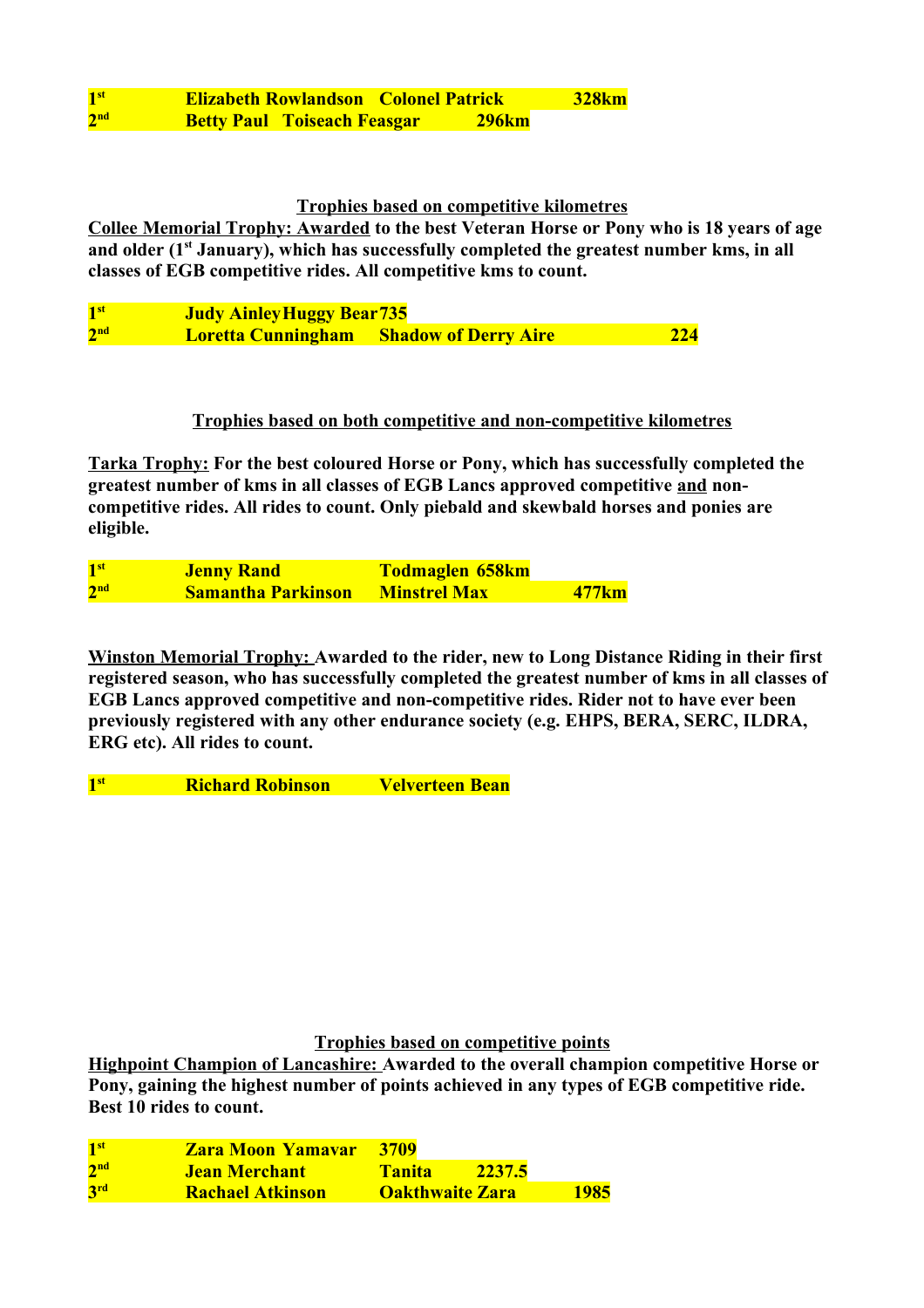| | | | |
|---|---|---|---|
| **1st** | **Elizabeth Rowlandson** | **Colonel Patrick** | **328km** |
| **2nd** | **Betty Paul** | **Toiseach Feasgar** | **296km** |

## Trophies based on competitive kilometres

**Collee Memorial Trophy: Awarded to the best Veteran Horse or Pony who is 18 years of age and older (1st January), which has successfully completed the greatest number kms, in all classes of EGB competitive rides. All competitive kms to count.**

| | | | |
|---|---|---|---|
| **1st** | **Judy Ainley** | **Huggy Bear** | **735** |
| **2nd** | **Loretta Cunningham** | **Shadow of Derry Aire** | **224** |

## Trophies based on both competitive and non-competitive kilometres

**Tarka Trophy: For the best coloured Horse or Pony, which has successfully completed the greatest number of kms in all classes of EGB Lancs approved competitive and non-competitive rides. All rides to count. Only piebald and skewbald horses and ponies are eligible.**

| | | | |
|---|---|---|---|
| **1st** | **Jenny Rand** | **Todmaglen** | **658km** |
| **2nd** | **Samantha Parkinson** | **Minstrel Max** | **477km** |

**Winston Memorial Trophy: Awarded to the rider, new to Long Distance Riding in their first registered season, who has successfully completed the greatest number of kms in all classes of EGB Lancs approved competitive and non-competitive rides. Rider not to have ever been previously registered with any other endurance society (e.g. EHPS, BERA, SERC, ILDRA, ERG etc). All rides to count.**

| | | |
|---|---|---|
| **1st** | **Richard Robinson** | **Velverteen Bean** |

## Trophies based on competitive points

**Highpoint Champion of Lancashire: Awarded to the overall champion competitive Horse or Pony, gaining the highest number of points achieved in any types of EGB competitive ride. Best 10 rides to count.**

| | | | |
|---|---|---|---|
| **1st** | **Zara Moon** | **Yamavar** | **3709** |
| **2nd** | **Jean Merchant** | **Tanita** | **2237.5** |
| **3rd** | **Rachael Atkinson** | **Oakthwaite Zara** | **1985** |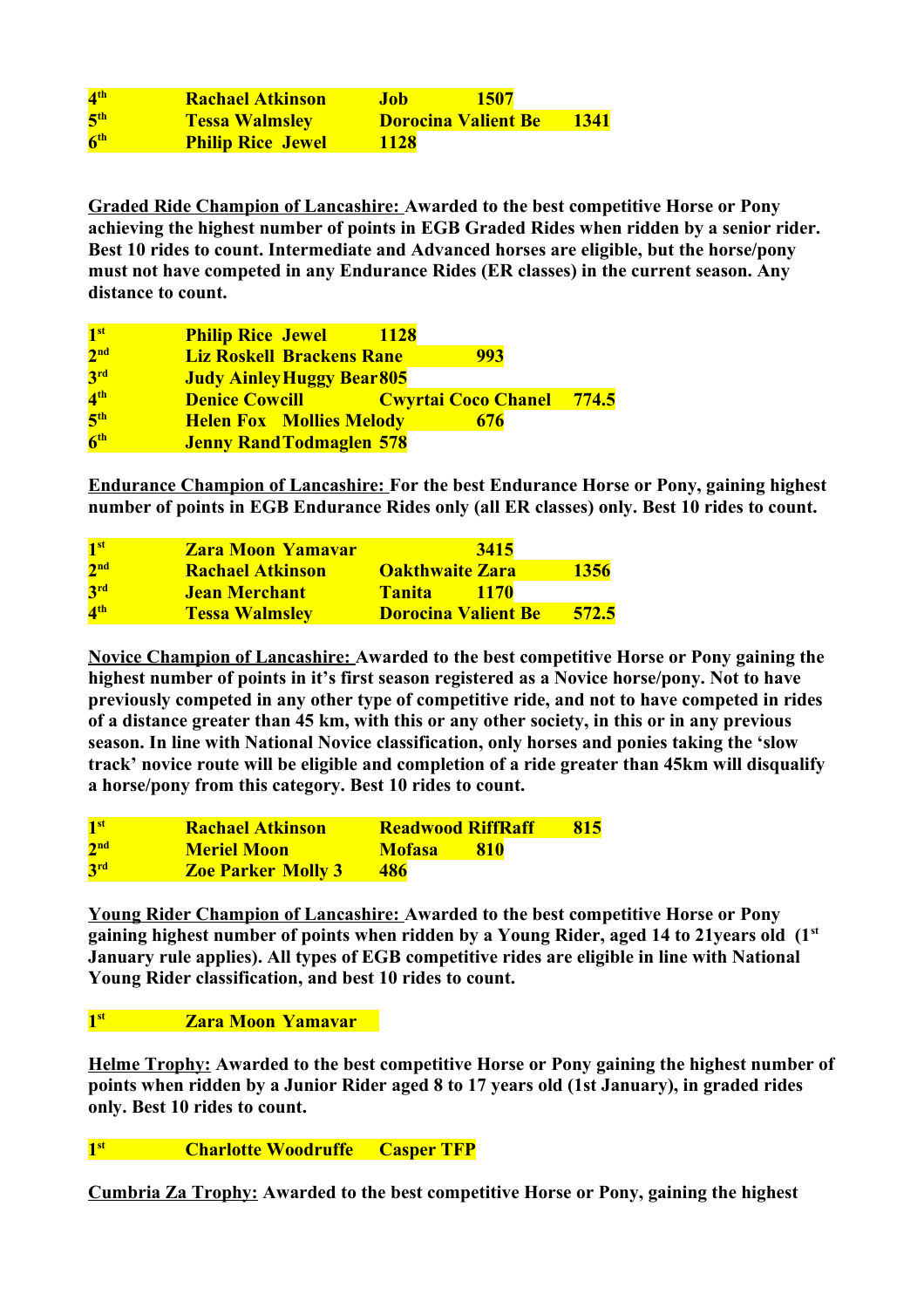**4th Rachael Atkinson Job 1507**
**5th Tessa Walmsley Dorocina Valient Be 1341**
**6th Philip Rice Jewel 1128**

**Graded Ride Champion of Lancashire:** **Awarded to the best competitive Horse or Pony achieving the highest number of points in EGB Graded Rides when ridden by a senior rider. Best 10 rides to count. Intermediate and Advanced horses are eligible, but the horse/pony must not have competed in any Endurance Rides (ER classes) in the current season. Any distance to count.**

**1st Philip Rice Jewel 1128**
**2nd Liz Roskell Brackens Rane 993**
**3rd Judy Ainley Huggy Bear 805**
**4th Denice Cowcill Cwyrtai Coco Chanel 774.5**
**5th Helen Fox Mollies Melody 676**
**6th Jenny Rand Todmaglen 578**

**Endurance Champion of Lancashire:** **For the best Endurance Horse or Pony, gaining highest number of points in EGB Endurance Rides only (all ER classes) only. Best 10 rides to count.**

**1st Zara Moon Yamavar 3415**
**2nd Rachael Atkinson Oakthwaite Zara 1356**
**3rd Jean Merchant Tanita 1170**
**4th Tessa Walmsley Dorocina Valient Be 572.5**

**Novice Champion of Lancashire:** **Awarded to the best competitive Horse or Pony gaining the highest number of points in it's first season registered as a Novice horse/pony. Not to have previously competed in any other type of competitive ride, and not to have competed in rides of a distance greater than 45 km, with this or any other society, in this or in any previous season. In line with National Novice classification, only horses and ponies taking the 'slow track' novice route will be eligible and completion of a ride greater than 45km will disqualify a horse/pony from this category. Best 10 rides to count.**

**1st Rachael Atkinson Readwood RiffRaff 815**
**2nd Meriel Moon Mofasa 810**
**3rd Zoe Parker Molly 3 486**

**Young Rider Champion of Lancashire:** **Awarded to the best competitive Horse or Pony gaining highest number of points when ridden by a Young Rider, aged 14 to 21years old (1st January rule applies). All types of EGB competitive rides are eligible in line with National Young Rider classification, and best 10 rides to count.**

**1st Zara Moon Yamavar**

**Helme Trophy:** **Awarded to the best competitive Horse or Pony gaining the highest number of points when ridden by a Junior Rider aged 8 to 17 years old (1st January), in graded rides only. Best 10 rides to count.**

**1st Charlotte Woodruffe Casper TFP**

**Cumbria Za Trophy:** **Awarded to the best competitive Horse or Pony, gaining the highest**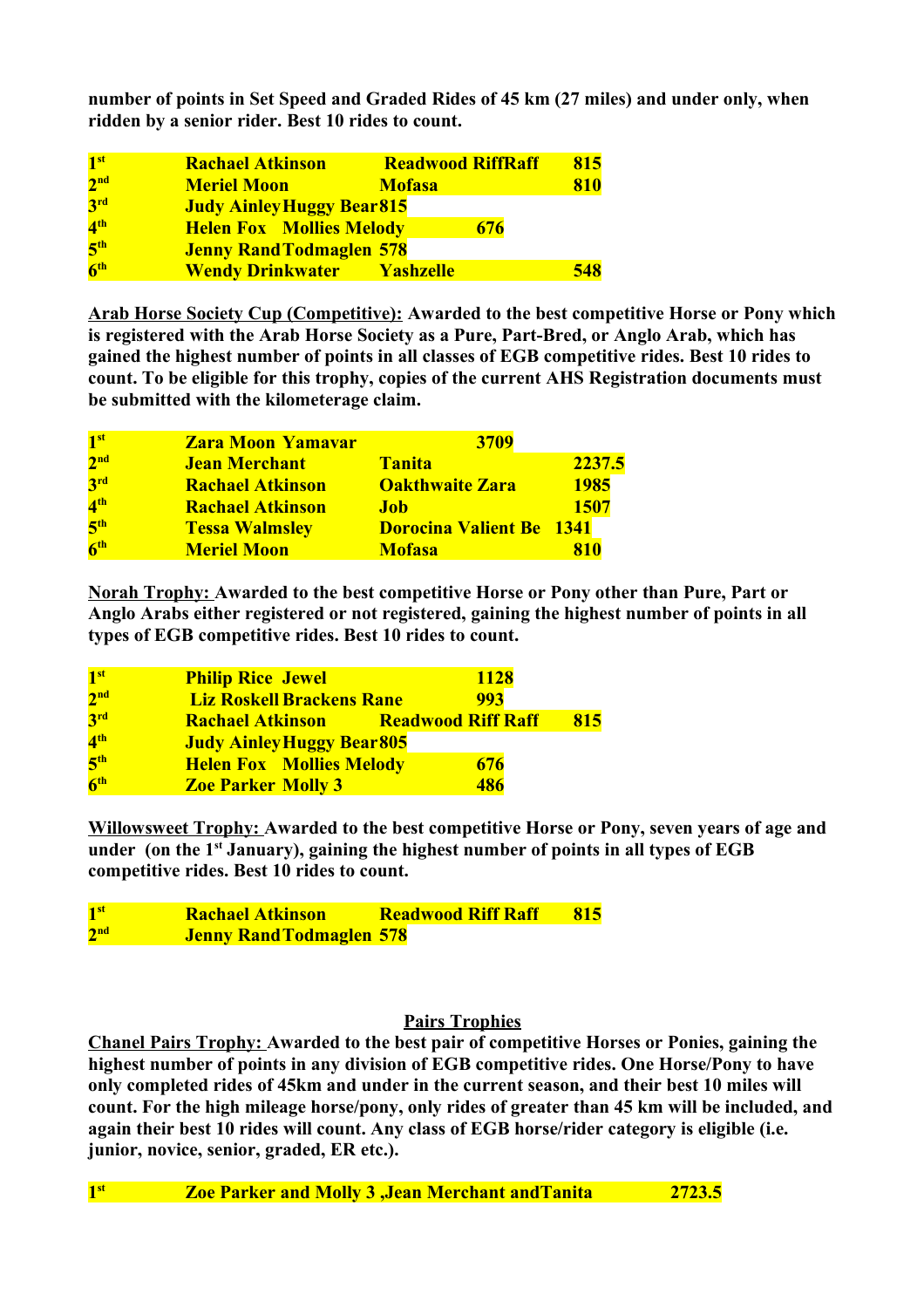**number of points in Set Speed and Graded Rides of 45 km (27 miles) and under only, when ridden by a senior rider. Best 10 rides to count.**

| | | | |
|---|---|---|---|
| **1st** | **Rachael Atkinson** | **Readwood RiffRaff** | **815** |
| **2nd** | **Meriel Moon** | **Mofasa** | **810** |
| **3rd** | **Judy Ainley** | **Huggy Bear** | **815** |
| **4th** | **Helen Fox** | **Mollies Melody** | **676** |
| **5th** | **Jenny Rand** | **Todmaglen** | **578** |
| **6th** | **Wendy Drinkwater** | **Yashzelle** | **548** |

**<u>Arab Horse Society Cup (Competitive):</u> Awarded to the best competitive Horse or Pony which is registered with the Arab Horse Society as a Pure, Part-Bred, or Anglo Arab, which has gained the highest number of points in all classes of EGB competitive rides. Best 10 rides to count. To be eligible for this trophy, copies of the current AHS Registration documents must be submitted with the kilometerage claim.**

| | | | |
|---|---|---|---|
| **1st** | **Zara Moon** | **Yamavar** | **3709** |
| **2nd** | **Jean Merchant** | **Tanita** | **2237.5** |
| **3rd** | **Rachael Atkinson** | **Oakthwaite Zara** | **1985** |
| **4th** | **Rachael Atkinson** | **Job** | **1507** |
| **5th** | **Tessa Walmsley** | **Dorocina Valient Be** | **1341** |
| **6th** | **Meriel Moon** | **Mofasa** | **810** |

**<u>Norah Trophy:</u> Awarded to the best competitive Horse or Pony other than Pure, Part or Anglo Arabs either registered or not registered, gaining the highest number of points in all types of EGB competitive rides. Best 10 rides to count.**

| | | | |
|---|---|---|---|
| **1st** | **Philip Rice** | **Jewel** | **1128** |
| **2nd** | **Liz Roskell** | **Brackens Rane** | **993** |
| **3rd** | **Rachael Atkinson** | **Readwood Riff Raff** | **815** |
| **4th** | **Judy Ainley** | **Huggy Bear** | **805** |
| **5th** | **Helen Fox** | **Mollies Melody** | **676** |
| **6th** | **Zoe Parker** | **Molly 3** | **486** |

**<u>Willowsweet Trophy:</u> Awarded to the best competitive Horse or Pony, seven years of age and under (on the 1st January), gaining the highest number of points in all types of EGB competitive rides. Best 10 rides to count.**

| | | | |
|---|---|---|---|
| **1st** | **Rachael Atkinson** | **Readwood Riff Raff** | **815** |
| **2nd** | **Jenny Rand** | **Todmaglen** | **578** |

## <u>Pairs Trophies</u>

**<u>Chanel Pairs Trophy:</u> Awarded to the best pair of competitive Horses or Ponies, gaining the highest number of points in any division of EGB competitive rides. One Horse/Pony to have only completed rides of 45km and under in the current season, and their best 10 miles will count. For the high mileage horse/pony, only rides of greater than 45 km will be included, and again their best 10 rides will count. Any class of EGB horse/rider category is eligible (i.e. junior, novice, senior, graded, ER etc.).**

| | | |
|---|---|---|
| **1st** | **Zoe Parker and Molly 3 ,Jean Merchant andTanita** | **2723.5** |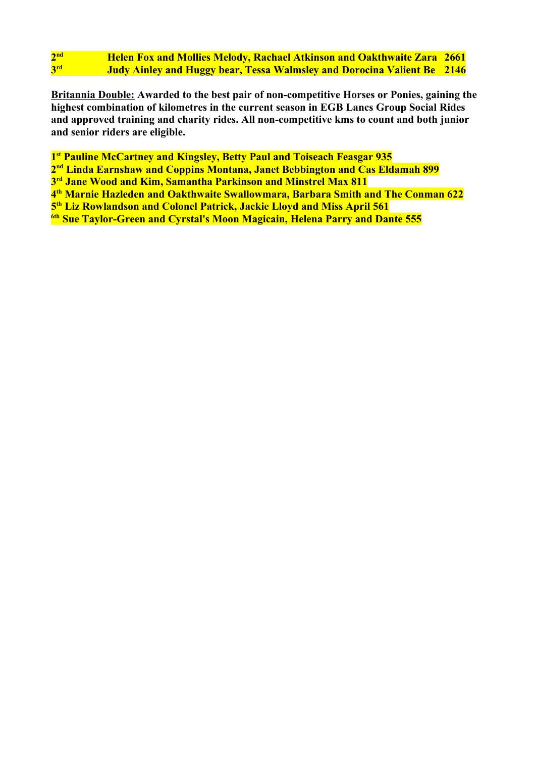**2nd Helen Fox and Mollies Melody, Rachael Atkinson and Oakthwaite Zara 2661**
**3rd Judy Ainley and Huggy bear, Tessa Walmsley and Dorocina Valient Be 2146**

**Britannia Double:** **Awarded to the best pair of non-competitive Horses or Ponies, gaining the highest combination of kilometres in the current season in EGB Lancs Group Social Rides and approved training and charity rides. All non-competitive kms to count and both junior and senior riders are eligible.**

**1st Pauline McCartney and Kingsley, Betty Paul and Toiseach Feasgar 935**
**2nd Linda Earnshaw and Coppins Montana, Janet Bebbington and Cas Eldamah 899**
**3rd Jane Wood and Kim, Samantha Parkinson and Minstrel Max 811**
**4th Marnie Hazleden and Oakthwaite Swallowmara, Barbara Smith and The Conman 622**
**5th Liz Rowlandson and Colonel Patrick, Jackie Lloyd and Miss April 561**
**6th Sue Taylor-Green and Cyrstal's Moon Magicain, Helena Parry and Dante 555**